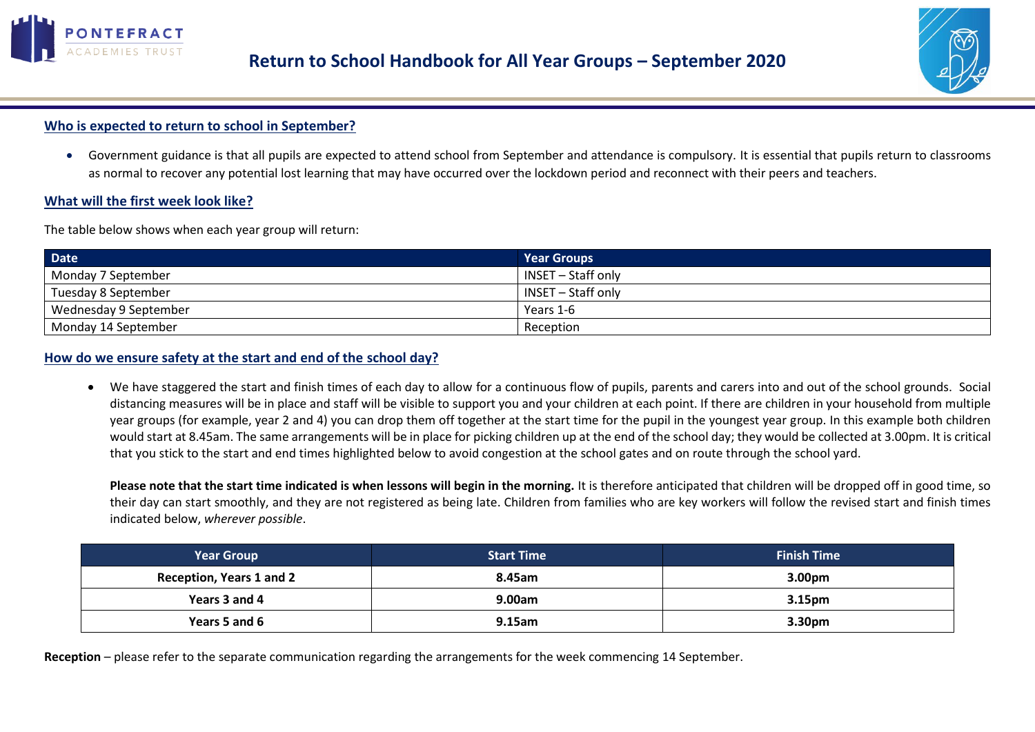# Return to School Handbook for All Year Groups – September 2020

## Who is expected to return to school in September?

- Government guidance is that all pupils are expected to attend school from September and attendance is compulsory. It is essential that pupils return to classrooms as normal to recover any potential lost learning that may have occurred over the lockdown period and reconnect with their peers and teachers.

## What will the first week look like?

The table below shows when each year group will return:

| Date | Year Groups |
|---|---|
| Monday 7 September | INSET – Staff only |
| Tuesday 8 September | INSET – Staff only |
| Wednesday 9 September | Years 1-6 |
| Monday 14 September | Reception |

## How do we ensure safety at the start and end of the school day?

- We have staggered the start and finish times of each day to allow for a continuous flow of pupils, parents and carers into and out of the school grounds. Social distancing measures will be in place and staff will be visible to support you and your children at each point. If there are children in your household from multiple year groups (for example, year 2 and 4) you can drop them off together at the start time for the pupil in the youngest year group. In this example both children would start at 8.45am. The same arrangements will be in place for picking children up at the end of the school day; they would be collected at 3.00pm. It is critical that you stick to the start and end times highlighted below to avoid congestion at the school gates and on route through the school yard.

  **Please note that the start time indicated is when lessons will begin in the morning.** It is therefore anticipated that children will be dropped off in good time, so their day can start smoothly, and they are not registered as being late. Children from families who are key workers will follow the revised start and finish times indicated below, *wherever possible*.

| Year Group | Start Time | Finish Time |
|---|---|---|
| **Reception, Years 1 and 2** | **8.45am** | **3.00pm** |
| **Years 3 and 4** | **9.00am** | **3.15pm** |
| **Years 5 and 6** | **9.15am** | **3.30pm** |

**Reception** – please refer to the separate communication regarding the arrangements for the week commencing 14 September.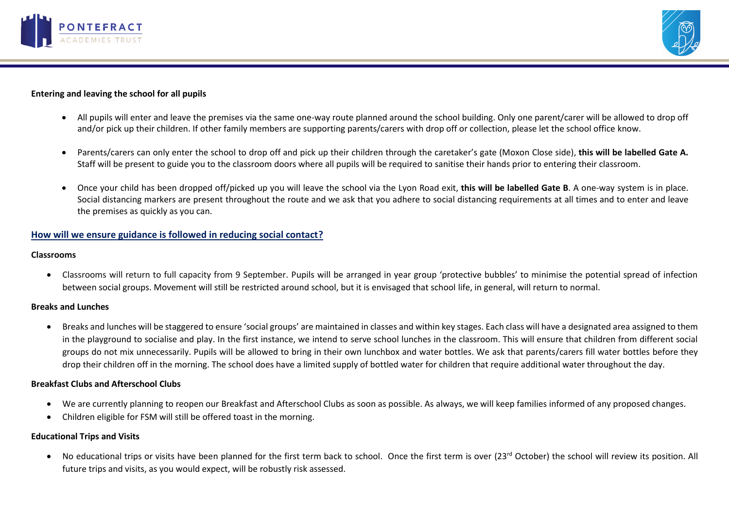**Entering and leaving the school for all pupils**

- All pupils will enter and leave the premises via the same one-way route planned around the school building. Only one parent/carer will be allowed to drop off and/or pick up their children. If other family members are supporting parents/carers with drop off or collection, please let the school office know.
- Parents/carers can only enter the school to drop off and pick up their children through the caretaker's gate (Moxon Close side), **this will be labelled Gate A.** Staff will be present to guide you to the classroom doors where all pupils will be required to sanitise their hands prior to entering their classroom.
- Once your child has been dropped off/picked up you will leave the school via the Lyon Road exit, **this will be labelled Gate B**. A one-way system is in place. Social distancing markers are present throughout the route and we ask that you adhere to social distancing requirements at all times and to enter and leave the premises as quickly as you can.

## How will we ensure guidance is followed in reducing social contact?

**Classrooms**

- Classrooms will return to full capacity from 9 September. Pupils will be arranged in year group 'protective bubbles' to minimise the potential spread of infection between social groups. Movement will still be restricted around school, but it is envisaged that school life, in general, will return to normal.

**Breaks and Lunches**

- Breaks and lunches will be staggered to ensure 'social groups' are maintained in classes and within key stages. Each class will have a designated area assigned to them in the playground to socialise and play. In the first instance, we intend to serve school lunches in the classroom. This will ensure that children from different social groups do not mix unnecessarily. Pupils will be allowed to bring in their own lunchbox and water bottles. We ask that parents/carers fill water bottles before they drop their children off in the morning. The school does have a limited supply of bottled water for children that require additional water throughout the day.

**Breakfast Clubs and Afterschool Clubs**

- We are currently planning to reopen our Breakfast and Afterschool Clubs as soon as possible. As always, we will keep families informed of any proposed changes.
- Children eligible for FSM will still be offered toast in the morning.

**Educational Trips and Visits**

- No educational trips or visits have been planned for the first term back to school. Once the first term is over (23rd October) the school will review its position. All future trips and visits, as you would expect, will be robustly risk assessed.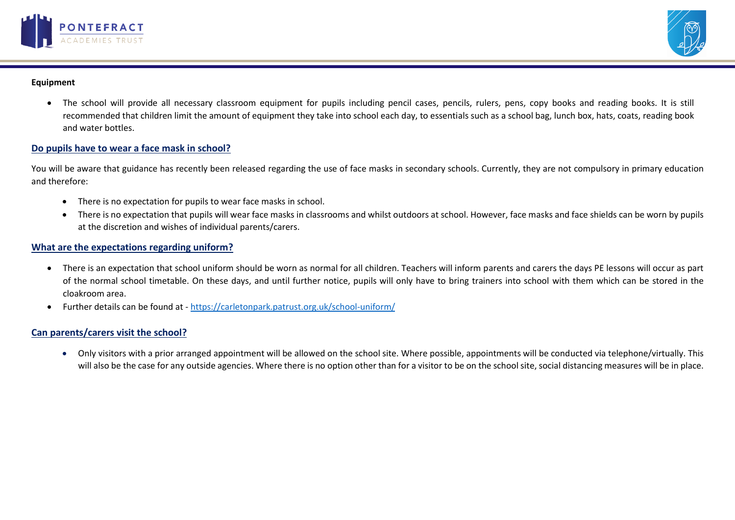**Equipment**

- The school will provide all necessary classroom equipment for pupils including pencil cases, pencils, rulers, pens, copy books and reading books. It is still recommended that children limit the amount of equipment they take into school each day, to essentials such as a school bag, lunch box, hats, coats, reading book and water bottles.

## Do pupils have to wear a face mask in school?

You will be aware that guidance has recently been released regarding the use of face masks in secondary schools. Currently, they are not compulsory in primary education and therefore:

- There is no expectation for pupils to wear face masks in school.
- There is no expectation that pupils will wear face masks in classrooms and whilst outdoors at school. However, face masks and face shields can be worn by pupils at the discretion and wishes of individual parents/carers.

## What are the expectations regarding uniform?

- There is an expectation that school uniform should be worn as normal for all children. Teachers will inform parents and carers the days PE lessons will occur as part of the normal school timetable. On these days, and until further notice, pupils will only have to bring trainers into school with them which can be stored in the cloakroom area.
- Further details can be found at - [https://carletonpark.patrust.org.uk/school-uniform/](https://carletonpark.patrust.org.uk/school-uniform/)

## Can parents/carers visit the school?

- Only visitors with a prior arranged appointment will be allowed on the school site. Where possible, appointments will be conducted via telephone/virtually. This will also be the case for any outside agencies. Where there is no option other than for a visitor to be on the school site, social distancing measures will be in place.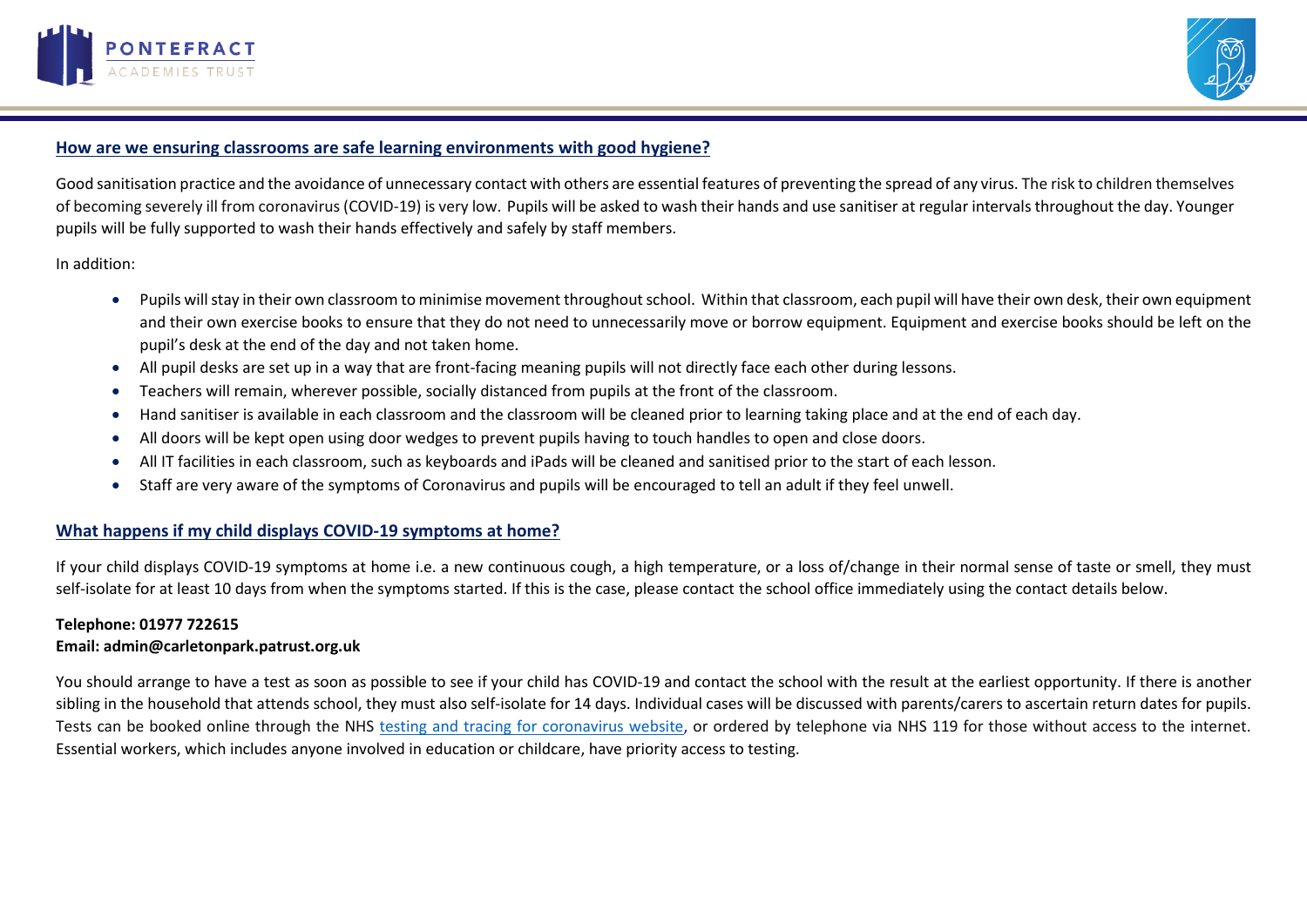## How are we ensuring classrooms are safe learning environments with good hygiene?

Good sanitisation practice and the avoidance of unnecessary contact with others are essential features of preventing the spread of any virus. The risk to children themselves of becoming severely ill from coronavirus (COVID-19) is very low. Pupils will be asked to wash their hands and use sanitiser at regular intervals throughout the day. Younger pupils will be fully supported to wash their hands effectively and safely by staff members.

In addition:

- Pupils will stay in their own classroom to minimise movement throughout school. Within that classroom, each pupil will have their own desk, their own equipment and their own exercise books to ensure that they do not need to unnecessarily move or borrow equipment. Equipment and exercise books should be left on the pupil's desk at the end of the day and not taken home.
- All pupil desks are set up in a way that are front-facing meaning pupils will not directly face each other during lessons.
- Teachers will remain, wherever possible, socially distanced from pupils at the front of the classroom.
- Hand sanitiser is available in each classroom and the classroom will be cleaned prior to learning taking place and at the end of each day.
- All doors will be kept open using door wedges to prevent pupils having to touch handles to open and close doors.
- All IT facilities in each classroom, such as keyboards and iPads will be cleaned and sanitised prior to the start of each lesson.
- Staff are very aware of the symptoms of Coronavirus and pupils will be encouraged to tell an adult if they feel unwell.

## What happens if my child displays COVID-19 symptoms at home?

If your child displays COVID-19 symptoms at home i.e. a new continuous cough, a high temperature, or a loss of/change in their normal sense of taste or smell, they must self-isolate for at least 10 days from when the symptoms started. If this is the case, please contact the school office immediately using the contact details below.

**Telephone: 01977 722615**
**Email: admin@carletonpark.patrust.org.uk**

You should arrange to have a test as soon as possible to see if your child has COVID-19 and contact the school with the result at the earliest opportunity. If there is another sibling in the household that attends school, they must also self-isolate for 14 days. Individual cases will be discussed with parents/carers to ascertain return dates for pupils. Tests can be booked online through the NHS testing and tracing for coronavirus website, or ordered by telephone via NHS 119 for those without access to the internet. Essential workers, which includes anyone involved in education or childcare, have priority access to testing.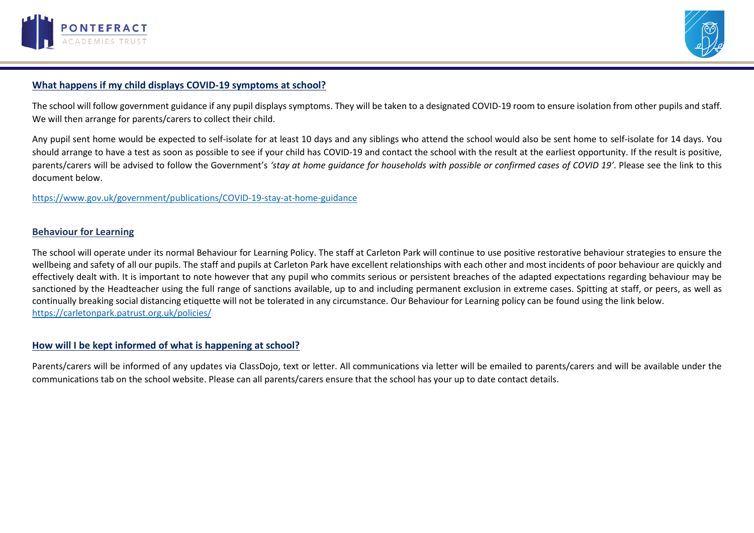## What happens if my child displays COVID-19 symptoms at school?

The school will follow government guidance if any pupil displays symptoms. They will be taken to a designated COVID-19 room to ensure isolation from other pupils and staff. We will then arrange for parents/carers to collect their child.

Any pupil sent home would be expected to self-isolate for at least 10 days and any siblings who attend the school would also be sent home to self-isolate for 14 days. You should arrange to have a test as soon as possible to see if your child has COVID-19 and contact the school with the result at the earliest opportunity. If the result is positive, parents/carers will be advised to follow the Government's *'stay at home guidance for households with possible or confirmed cases of COVID 19'*. Please see the link to this document below.

https://www.gov.uk/government/publications/COVID-19-stay-at-home-guidance

## Behaviour for Learning

The school will operate under its normal Behaviour for Learning Policy. The staff at Carleton Park will continue to use positive restorative behaviour strategies to ensure the wellbeing and safety of all our pupils. The staff and pupils at Carleton Park have excellent relationships with each other and most incidents of poor behaviour are quickly and effectively dealt with. It is important to note however that any pupil who commits serious or persistent breaches of the adapted expectations regarding behaviour may be sanctioned by the Headteacher using the full range of sanctions available, up to and including permanent exclusion in extreme cases. Spitting at staff, or peers, as well as continually breaking social distancing etiquette will not be tolerated in any circumstance. Our Behaviour for Learning policy can be found using the link below.
https://carletonpark.patrust.org.uk/policies/

## How will I be kept informed of what is happening at school?

Parents/carers will be informed of any updates via ClassDojo, text or letter. All communications via letter will be emailed to parents/carers and will be available under the communications tab on the school website. Please can all parents/carers ensure that the school has your up to date contact details.